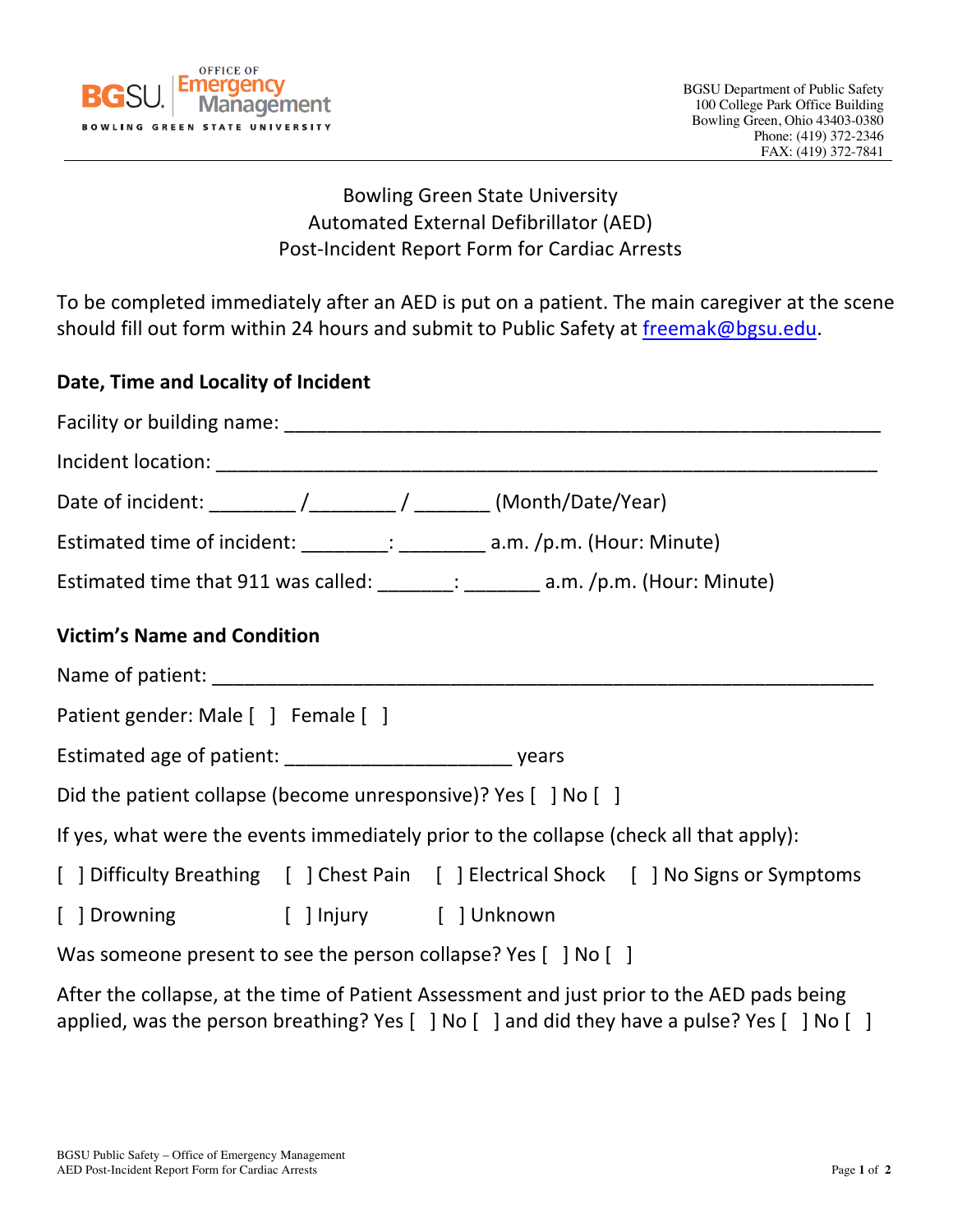BGSU Office of Emergency Management
BOWLING GREEN STATE UNIVERSITY

BGSU Department of Public Safety
100 College Park Office Building
Bowling Green, Ohio 43403-0380
Phone: (419) 372-2346
FAX: (419) 372-7841

# Bowling Green State University
# Automated External Defibrillator (AED)
# Post-Incident Report Form for Cardiac Arrests

To be completed immediately after an AED is put on a patient. The main caregiver at the scene should fill out form within 24 hours and submit to Public Safety at freemak@bgsu.edu.

## Date, Time and Locality of Incident

Facility or building name: ____________________________________________________________

Incident location: ____________________________________________________________________

Date of incident: ________ /________ / _______ (Month/Date/Year)

Estimated time of incident: ________: ________ a.m. /p.m. (Hour: Minute)

Estimated time that 911 was called: _______: _______ a.m. /p.m. (Hour: Minute)

## Victim's Name and Condition

Name of patient: ____________________________________________________________________

Patient gender: Male [ ] Female [ ]

Estimated age of patient: _____________________ years

Did the patient collapse (become unresponsive)? Yes [ ] No [ ]

If yes, what were the events immediately prior to the collapse (check all that apply):

[ ] Difficulty Breathing [ ] Chest Pain [ ] Electrical Shock [ ] No Signs or Symptoms

[ ] Drowning [ ] Injury [ ] Unknown

Was someone present to see the person collapse? Yes [ ] No [ ]

After the collapse, at the time of Patient Assessment and just prior to the AED pads being applied, was the person breathing? Yes [ ] No [ ] and did they have a pulse? Yes [ ] No [ ]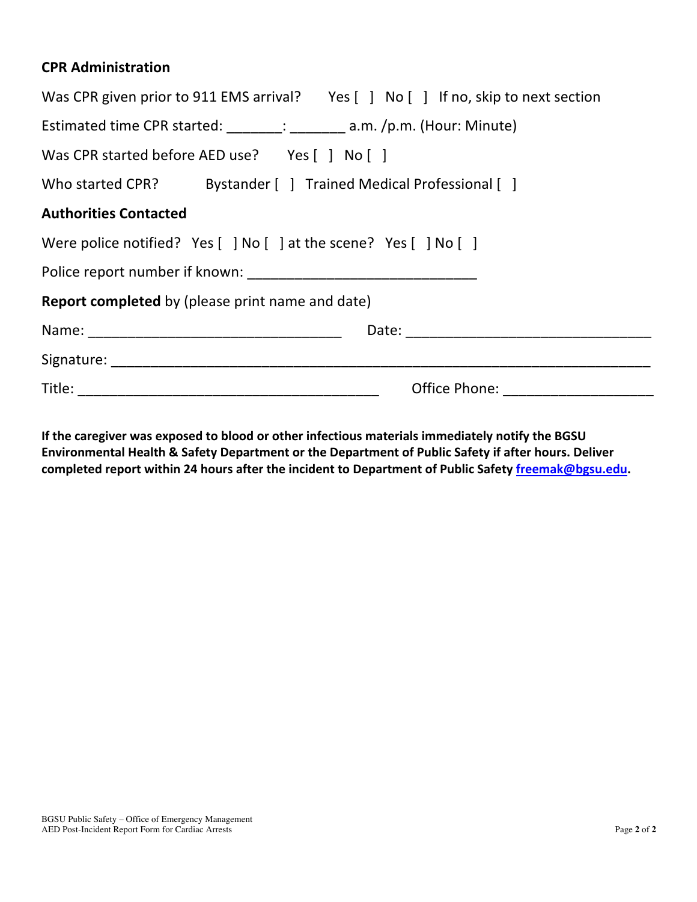**CPR Administration**

Was CPR given prior to 911 EMS arrival? Yes [ ] No [ ] If no, skip to next section

Estimated time CPR started: _______: _______ a.m. /p.m. (Hour: Minute)

Was CPR started before AED use? Yes [ ] No [ ]

Who started CPR? Bystander [ ] Trained Medical Professional [ ]

**Authorities Contacted**

Were police notified? Yes [ ] No [ ] at the scene? Yes [ ] No [ ]

Police report number if known: ______________________________

**Report completed** by (please print name and date)

Name: ________________________________ Date: ________________________________

Signature: ______________________________________________________________________

Title: _______________________________________ Office Phone: ___________________

**If the caregiver was exposed to blood or other infectious materials immediately notify the BGSU Environmental Health & Safety Department or the Department of Public Safety if after hours. Deliver completed report within 24 hours after the incident to Department of Public Safety freemak@bgsu.edu.**